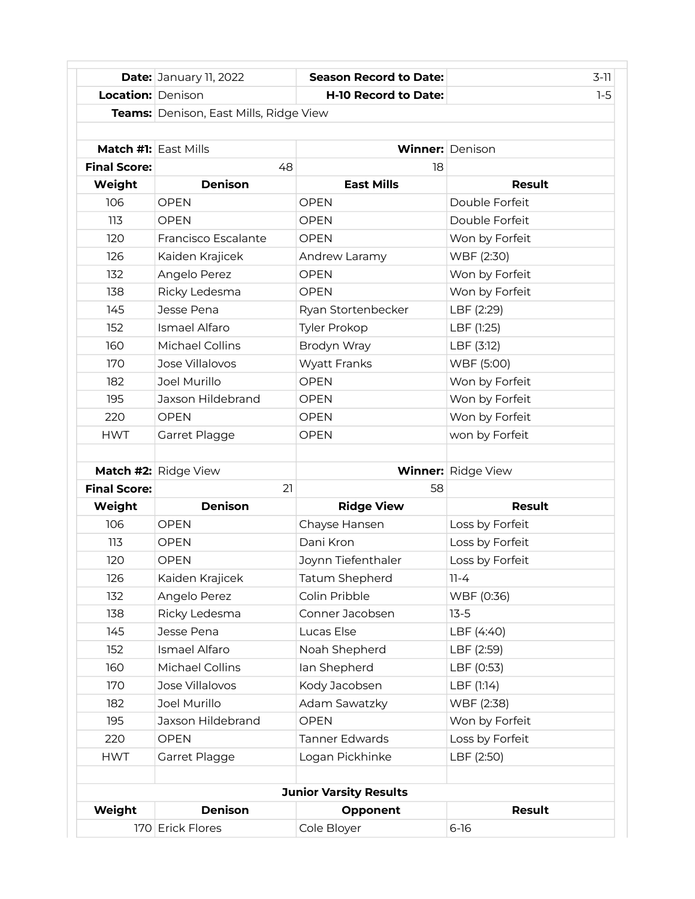| | | | |
|---|---|---|---|
| **Date:** | January 11, 2022 | **Season Record to Date:** | 3-11 |
| **Location:** | Denison | **H-10 Record to Date:** | 1-5 |
| **Teams:** | Denison, East Mills, Ridge View | | |

| **Match #1:** | East Mills | **Winner:** | Denison |
|---|---|---|---|
| **Final Score:** | 48 | 18 | |
| **Weight** | **Denison** | **East Mills** | **Result** |
| 106 | OPEN | OPEN | Double Forfeit |
| 113 | OPEN | OPEN | Double Forfeit |
| 120 | Francisco Escalante | OPEN | Won by Forfeit |
| 126 | Kaiden Krajicek | Andrew Laramy | WBF (2:30) |
| 132 | Angelo Perez | OPEN | Won by Forfeit |
| 138 | Ricky Ledesma | OPEN | Won by Forfeit |
| 145 | Jesse Pena | Ryan Stortenbecker | LBF (2:29) |
| 152 | Ismael Alfaro | Tyler Prokop | LBF (1:25) |
| 160 | Michael Collins | Brodyn Wray | LBF (3:12) |
| 170 | Jose Villalovos | Wyatt Franks | WBF (5:00) |
| 182 | Joel Murillo | OPEN | Won by Forfeit |
| 195 | Jaxson Hildebrand | OPEN | Won by Forfeit |
| 220 | OPEN | OPEN | Won by Forfeit |
| HWT | Garret Plagge | OPEN | won by Forfeit |

| **Match #2:** | Ridge View | **Winner:** | Ridge View |
|---|---|---|---|
| **Final Score:** | 21 | 58 | |
| **Weight** | **Denison** | **Ridge View** | **Result** |
| 106 | OPEN | Chayse Hansen | Loss by Forfeit |
| 113 | OPEN | Dani Kron | Loss by Forfeit |
| 120 | OPEN | Joynn Tiefenthaler | Loss by Forfeit |
| 126 | Kaiden Krajicek | Tatum Shepherd | 11-4 |
| 132 | Angelo Perez | Colin Pribble | WBF (0:36) |
| 138 | Ricky Ledesma | Conner Jacobsen | 13-5 |
| 145 | Jesse Pena | Lucas Else | LBF (4:40) |
| 152 | Ismael Alfaro | Noah Shepherd | LBF (2:59) |
| 160 | Michael Collins | Ian Shepherd | LBF (0:53) |
| 170 | Jose Villalovos | Kody Jacobsen | LBF (1:14) |
| 182 | Joel Murillo | Adam Sawatzky | WBF (2:38) |
| 195 | Jaxson Hildebrand | OPEN | Won by Forfeit |
| 220 | OPEN | Tanner Edwards | Loss by Forfeit |
| HWT | Garret Plagge | Logan Pickhinke | LBF (2:50) |

**Junior Varsity Results**

| **Weight** | **Denison** | **Opponent** | **Result** |
|---|---|---|---|
| 170 | Erick Flores | Cole Bloyer | 6-16 |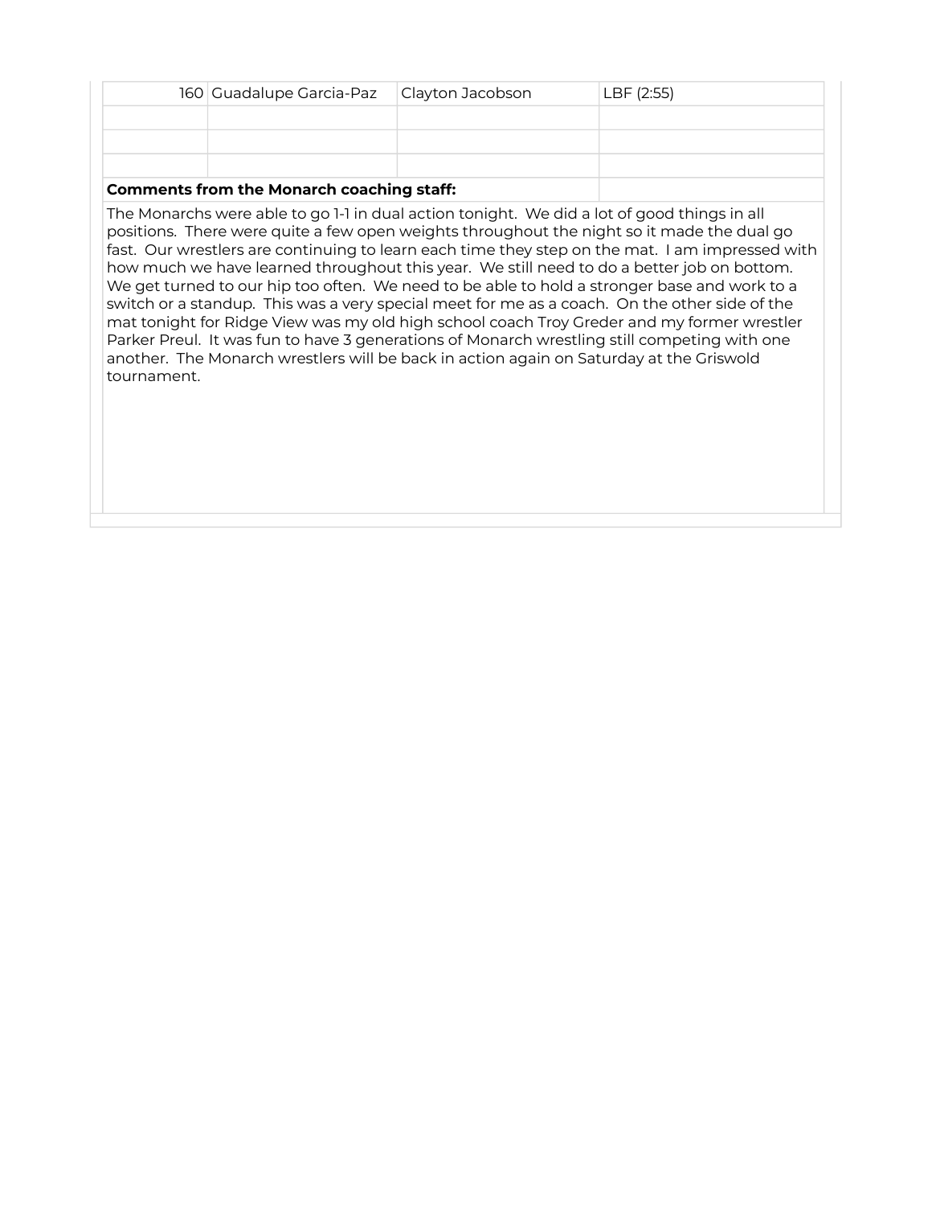| | | | |
|---|---|---|---|
| 160 | Guadalupe Garcia-Paz | Clayton Jacobson | LBF (2:55) |
| | | | |
| | | | |
| | | | |

**Comments from the Monarch coaching staff:**

The Monarchs were able to go 1-1 in dual action tonight. We did a lot of good things in all positions. There were quite a few open weights throughout the night so it made the dual go fast. Our wrestlers are continuing to learn each time they step on the mat. I am impressed with how much we have learned throughout this year. We still need to do a better job on bottom. We get turned to our hip too often. We need to be able to hold a stronger base and work to a switch or a standup. This was a very special meet for me as a coach. On the other side of the mat tonight for Ridge View was my old high school coach Troy Greder and my former wrestler Parker Preul. It was fun to have 3 generations of Monarch wrestling still competing with one another. The Monarch wrestlers will be back in action again on Saturday at the Griswold tournament.